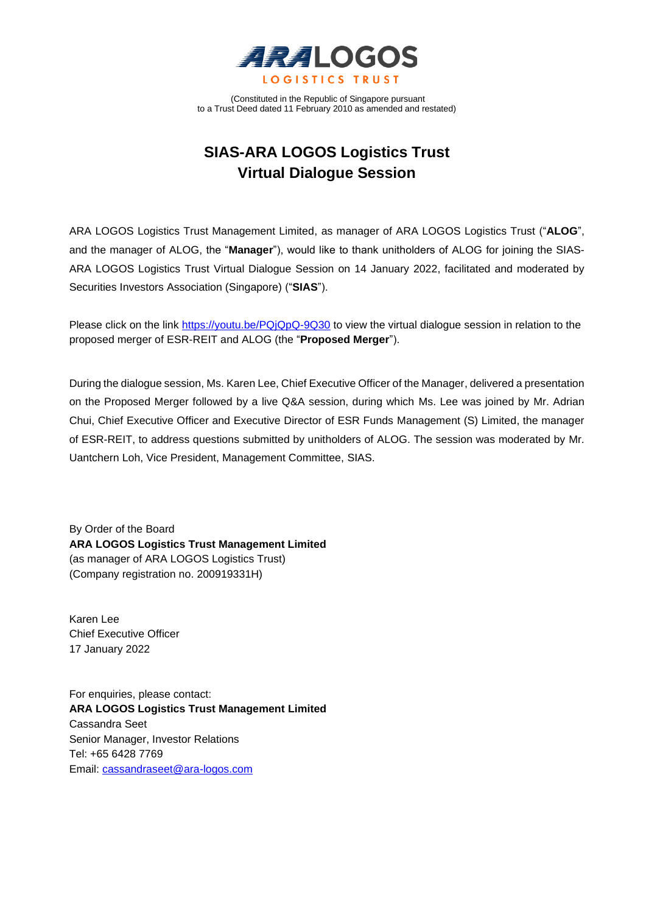**ARA LOGOS**
**LOGISTICS TRUST**

(Constituted in the Republic of Singapore pursuant
to a Trust Deed dated 11 February 2010 as amended and restated)

# SIAS-ARA LOGOS Logistics Trust Virtual Dialogue Session

ARA LOGOS Logistics Trust Management Limited, as manager of ARA LOGOS Logistics Trust ("**ALOG**", and the manager of ALOG, the "**Manager**"), would like to thank unitholders of ALOG for joining the SIAS-ARA LOGOS Logistics Trust Virtual Dialogue Session on 14 January 2022, facilitated and moderated by Securities Investors Association (Singapore) ("**SIAS**").

Please click on the link https://youtu.be/PQjQpQ-9Q30 to view the virtual dialogue session in relation to the proposed merger of ESR-REIT and ALOG (the "**Proposed Merger**").

During the dialogue session, Ms. Karen Lee, Chief Executive Officer of the Manager, delivered a presentation on the Proposed Merger followed by a live Q&A session, during which Ms. Lee was joined by Mr. Adrian Chui, Chief Executive Officer and Executive Director of ESR Funds Management (S) Limited, the manager of ESR-REIT, to address questions submitted by unitholders of ALOG. The session was moderated by Mr. Uantchern Loh, Vice President, Management Committee, SIAS.

By Order of the Board
**ARA LOGOS Logistics Trust Management Limited**
(as manager of ARA LOGOS Logistics Trust)
(Company registration no. 200919331H)

Karen Lee
Chief Executive Officer
17 January 2022

For enquiries, please contact:
**ARA LOGOS Logistics Trust Management Limited**
Cassandra Seet
Senior Manager, Investor Relations
Tel: +65 6428 7769
Email: cassandraseet@ara-logos.com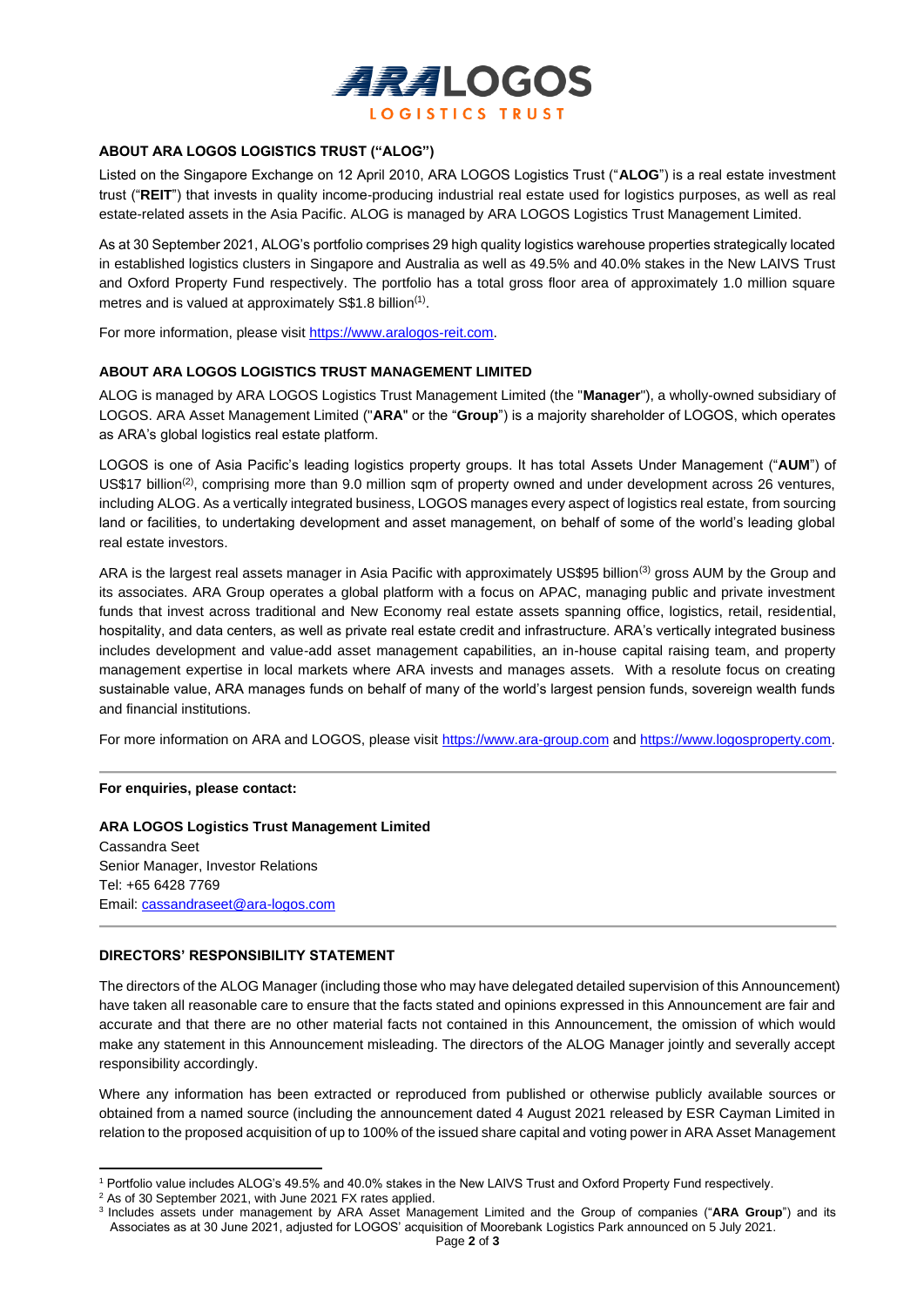## ABOUT ARA LOGOS LOGISTICS TRUST ("ALOG")

Listed on the Singapore Exchange on 12 April 2010, ARA LOGOS Logistics Trust ("**ALOG**") is a real estate investment trust ("**REIT**") that invests in quality income-producing industrial real estate used for logistics purposes, as well as real estate-related assets in the Asia Pacific. ALOG is managed by ARA LOGOS Logistics Trust Management Limited.

As at 30 September 2021, ALOG's portfolio comprises 29 high quality logistics warehouse properties strategically located in established logistics clusters in Singapore and Australia as well as 49.5% and 40.0% stakes in the New LAIVS Trust and Oxford Property Fund respectively. The portfolio has a total gross floor area of approximately 1.0 million square metres and is valued at approximately S$1.8 billion[1].

For more information, please visit https://www.aralogos-reit.com.

## ABOUT ARA LOGOS LOGISTICS TRUST MANAGEMENT LIMITED

ALOG is managed by ARA LOGOS Logistics Trust Management Limited (the "**Manager**"), a wholly-owned subsidiary of LOGOS. ARA Asset Management Limited ("**ARA**" or the "**Group**") is a majority shareholder of LOGOS, which operates as ARA's global logistics real estate platform.

LOGOS is one of Asia Pacific's leading logistics property groups. It has total Assets Under Management ("**AUM**") of US$17 billion[2], comprising more than 9.0 million sqm of property owned and under development across 26 ventures, including ALOG. As a vertically integrated business, LOGOS manages every aspect of logistics real estate, from sourcing land or facilities, to undertaking development and asset management, on behalf of some of the world's leading global real estate investors.

ARA is the largest real assets manager in Asia Pacific with approximately US$95 billion[3] gross AUM by the Group and its associates. ARA Group operates a global platform with a focus on APAC, managing public and private investment funds that invest across traditional and New Economy real estate assets spanning office, logistics, retail, residential, hospitality, and data centers, as well as private real estate credit and infrastructure. ARA's vertically integrated business includes development and value-add asset management capabilities, an in-house capital raising team, and property management expertise in local markets where ARA invests and manages assets. With a resolute focus on creating sustainable value, ARA manages funds on behalf of many of the world's largest pension funds, sovereign wealth funds and financial institutions.

For more information on ARA and LOGOS, please visit https://www.ara-group.com and https://www.logosproperty.com.

---

**For enquiries, please contact:**

**ARA LOGOS Logistics Trust Management Limited**
Cassandra Seet
Senior Manager, Investor Relations
Tel: +65 6428 7769
Email: cassandraseet@ara-logos.com

---

## DIRECTORS' RESPONSIBILITY STATEMENT

The directors of the ALOG Manager (including those who may have delegated detailed supervision of this Announcement) have taken all reasonable care to ensure that the facts stated and opinions expressed in this Announcement are fair and accurate and that there are no other material facts not contained in this Announcement, the omission of which would make any statement in this Announcement misleading. The directors of the ALOG Manager jointly and severally accept responsibility accordingly.

Where any information has been extracted or reproduced from published or otherwise publicly available sources or obtained from a named source (including the announcement dated 4 August 2021 released by ESR Cayman Limited in relation to the proposed acquisition of up to 100% of the issued share capital and voting power in ARA Asset Management

---

[1] Portfolio value includes ALOG's 49.5% and 40.0% stakes in the New LAIVS Trust and Oxford Property Fund respectively.

[2] As of 30 September 2021, with June 2021 FX rates applied.

[3] Includes assets under management by ARA Asset Management Limited and the Group of companies ("**ARA Group**") and its Associates as at 30 June 2021, adjusted for LOGOS' acquisition of Moorebank Logistics Park announced on 5 July 2021.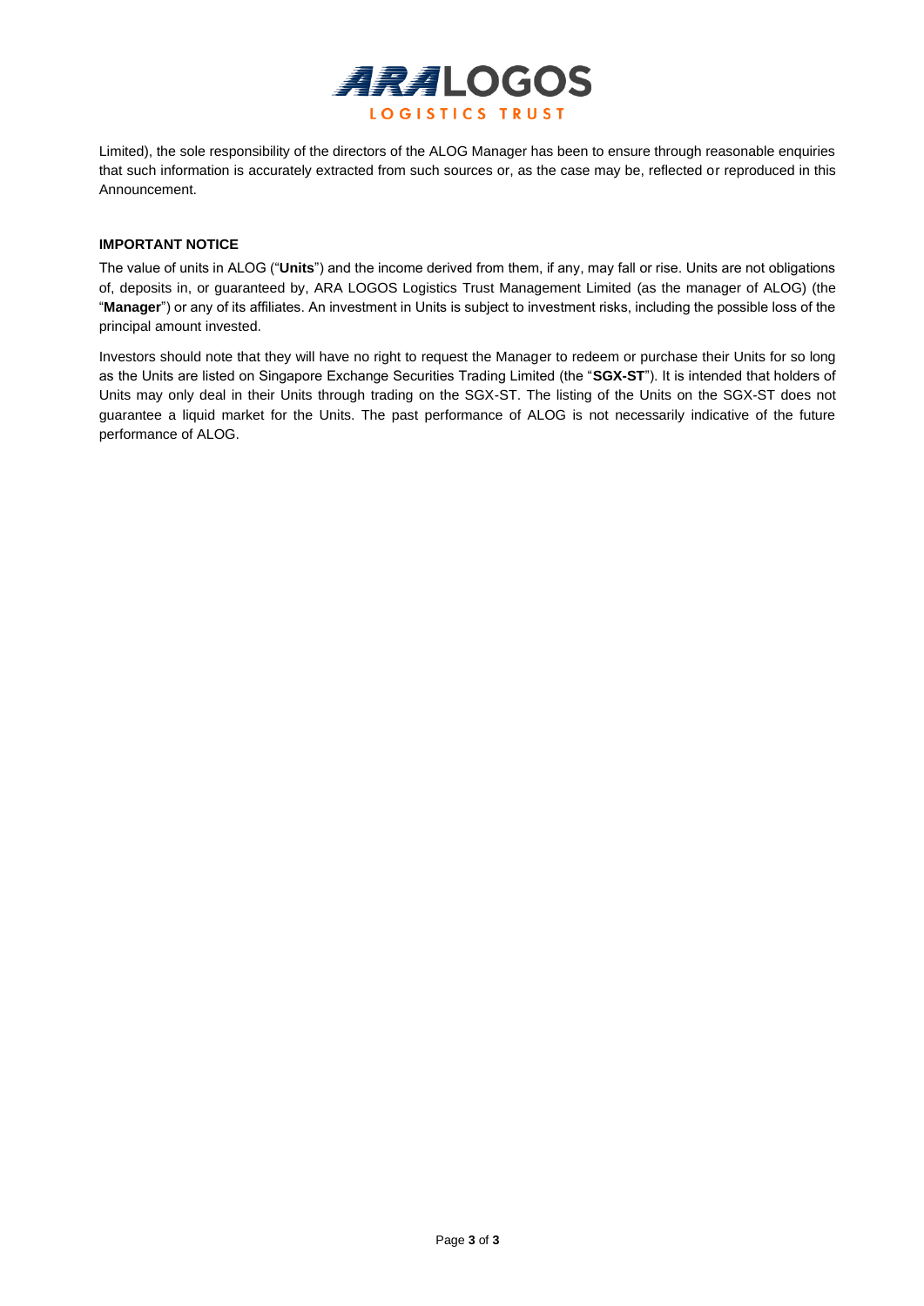Limited), the sole responsibility of the directors of the ALOG Manager has been to ensure through reasonable enquiries that such information is accurately extracted from such sources or, as the case may be, reflected or reproduced in this Announcement.

**IMPORTANT NOTICE**

The value of units in ALOG ("**Units**") and the income derived from them, if any, may fall or rise. Units are not obligations of, deposits in, or guaranteed by, ARA LOGOS Logistics Trust Management Limited (as the manager of ALOG) (the "**Manager**") or any of its affiliates. An investment in Units is subject to investment risks, including the possible loss of the principal amount invested.

Investors should note that they will have no right to request the Manager to redeem or purchase their Units for so long as the Units are listed on Singapore Exchange Securities Trading Limited (the "**SGX-ST**"). It is intended that holders of Units may only deal in their Units through trading on the SGX-ST. The listing of the Units on the SGX-ST does not guarantee a liquid market for the Units. The past performance of ALOG is not necessarily indicative of the future performance of ALOG.